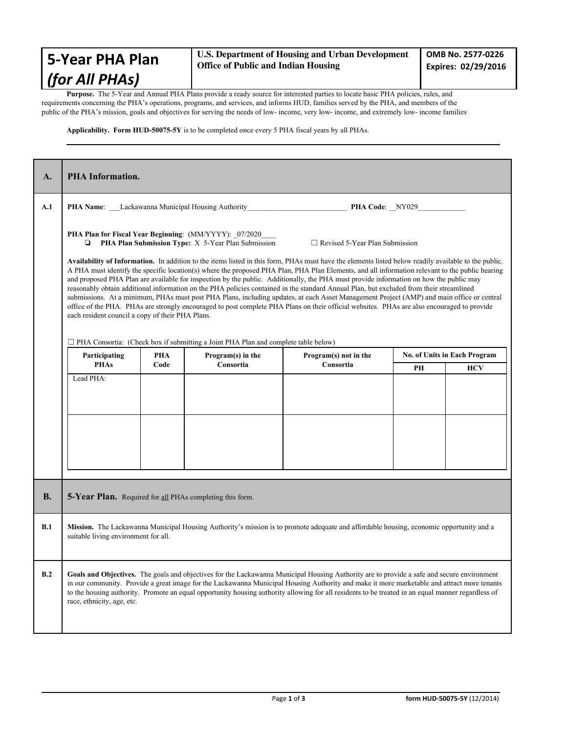# 5-Year PHA Plan *(for All PHAs)*

**U.S. Department of Housing and Urban Development**
**Office of Public and Indian Housing**

**OMB No. 2577-0226**
**Expires: 02/29/2016**

**Purpose.** The 5-Year and Annual PHA Plans provide a ready source for interested parties to locate basic PHA policies, rules, and requirements concerning the PHA's operations, programs, and services, and informs HUD, families served by the PHA, and members of the public of the PHA's mission, goals and objectives for serving the needs of low- income, very low- income, and extremely low- income families

**Applicability. Form HUD-50075-5Y** is to be completed once every 5 PHA fiscal years by all PHAs.

## A. PHA Information.

**A.1**

**PHA Name**: ___Lackawanna Municipal Housing Authority___________________________ **PHA Code**: __NY029_____________

**PHA Plan for Fiscal Year Beginning**: (MM/YYYY): _07/2020____

❑ **PHA Plan Submission Type:** X 5-Year Plan Submission ☐ Revised 5-Year Plan Submission

**Availability of Information.** In addition to the items listed in this form, PHAs must have the elements listed below readily available to the public. A PHA must identify the specific location(s) where the proposed PHA Plan, PHA Plan Elements, and all information relevant to the public hearing and proposed PHA Plan are available for inspection by the public. Additionally, the PHA must provide information on how the public may reasonably obtain additional information on the PHA policies contained in the standard Annual Plan, but excluded from their streamlined submissions. At a minimum, PHAs must post PHA Plans, including updates, at each Asset Management Project (AMP) and main office or central office of the PHA. PHAs are strongly encouraged to post complete PHA Plans on their official websites. PHAs are also encouraged to provide each resident council a copy of their PHA Plans.

☐ PHA Consortia: (Check box if submitting a Joint PHA Plan and complete table below)

| Participating PHAs | PHA Code | Program(s) in the Consortia | Program(s) not in the Consortia | No. of Units in Each Program | |
|---|---|---|---|---|---|
| | | | | PH | HCV |
| Lead PHA: | | | | | |
| | | | | | |

## B. 5-Year Plan. Required for all PHAs completing this form.

**B.1**

**Mission.** The Lackawanna Municipal Housing Authority's mission is to promote adequate and affordable housing, economic opportunity and a suitable living environment for all.

**B.2**

**Goals and Objectives.** The goals and objectives for the Lackawanna Municipal Housing Authority are to provide a safe and secure environment in our community. Provide a great image for the Lackawanna Municipal Housing Authority and make it more marketable and attract more tenants to the housing authority. Promote an equal opportunity housing authority allowing for all residents to be treated in an equal manner regardless of race, ethnicity, age, etc.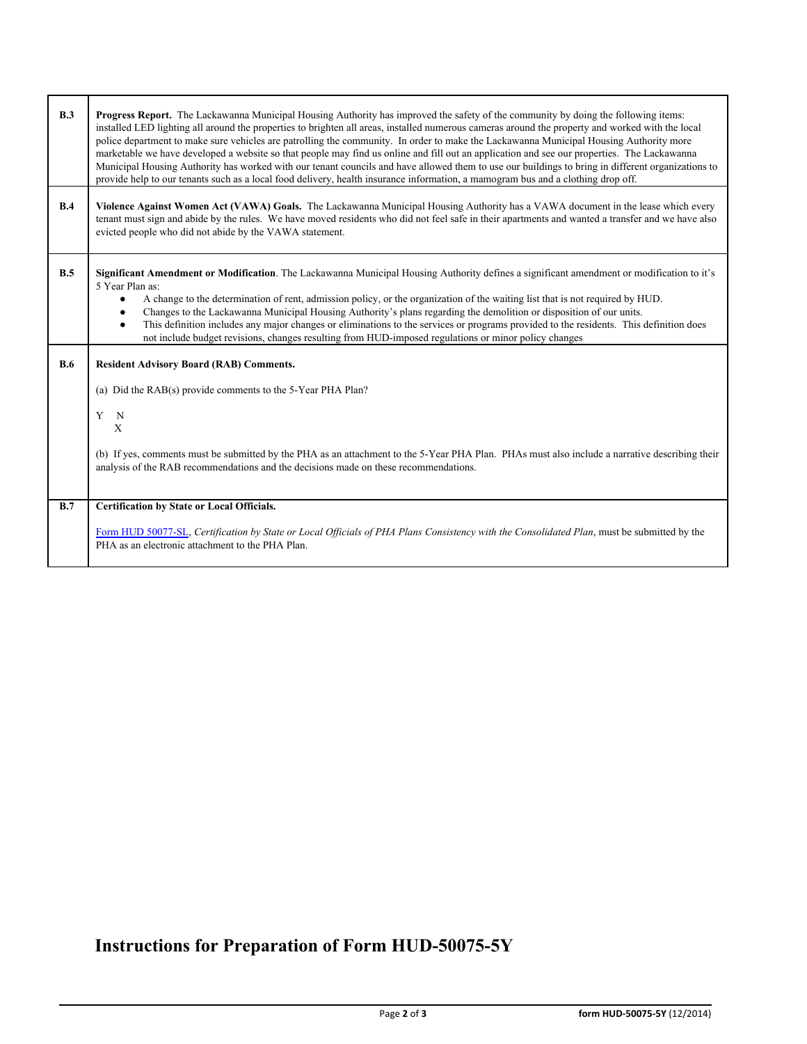| | |
|---|---|
| **B.3** | **Progress Report.** The Lackawanna Municipal Housing Authority has improved the safety of the community by doing the following items: installed LED lighting all around the properties to brighten all areas, installed numerous cameras around the property and worked with the local police department to make sure vehicles are patrolling the community. In order to make the Lackawanna Municipal Housing Authority more marketable we have developed a website so that people may find us online and fill out an application and see our properties. The Lackawanna Municipal Housing Authority has worked with our tenant councils and have allowed them to use our buildings to bring in different organizations to provide help to our tenants such as a local food delivery, health insurance information, a mamogram bus and a clothing drop off. |
| **B.4** | **Violence Against Women Act (VAWA) Goals.** The Lackawanna Municipal Housing Authority has a VAWA document in the lease which every tenant must sign and abide by the rules. We have moved residents who did not feel safe in their apartments and wanted a transfer and we have also evicted people who did not abide by the VAWA statement. |
| **B.5** | **Significant Amendment or Modification**. The Lackawanna Municipal Housing Authority defines a significant amendment or modification to it's 5 Year Plan as:<br>● A change to the determination of rent, admission policy, or the organization of the waiting list that is not required by HUD.<br>● Changes to the Lackawanna Municipal Housing Authority's plans regarding the demolition or disposition of our units.<br>● This definition includes any major changes or eliminations to the services or programs provided to the residents. This definition does not include budget revisions, changes resulting from HUD-imposed regulations or minor policy changes |
| **B.6** | **Resident Advisory Board (RAB) Comments.**<br><br>(a) Did the RAB(s) provide comments to the 5-Year PHA Plan?<br><br>Y N<br>&nbsp;&nbsp;&nbsp;X<br><br>(b) If yes, comments must be submitted by the PHA as an attachment to the 5-Year PHA Plan. PHAs must also include a narrative describing their analysis of the RAB recommendations and the decisions made on these recommendations. |
| **B.7** | **Certification by State or Local Officials.**<br><br>Form HUD 50077-SL, *Certification by State or Local Officials of PHA Plans Consistency with the Consolidated Plan*, must be submitted by the PHA as an electronic attachment to the PHA Plan. |

# Instructions for Preparation of Form HUD-50075-5Y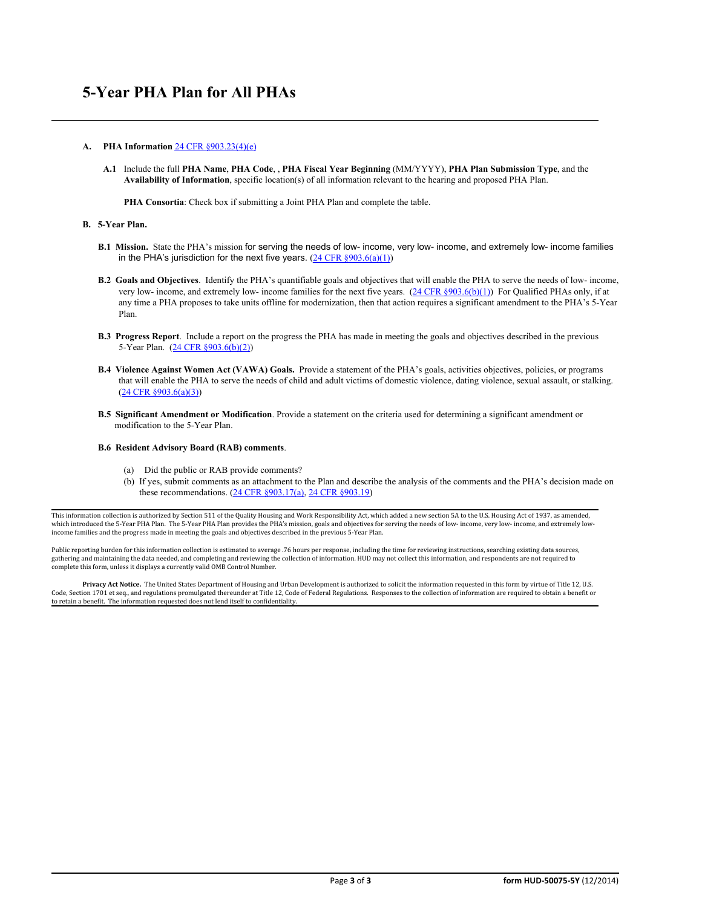# 5-Year PHA Plan for All PHAs

**A. PHA Information** [24 CFR §903.23(4)(e)]

**A.1** Include the full **PHA Name**, **PHA Code**, , **PHA Fiscal Year Beginning** (MM/YYYY), **PHA Plan Submission Type**, and the **Availability of Information**, specific location(s) of all information relevant to the hearing and proposed PHA Plan.

**PHA Consortia**: Check box if submitting a Joint PHA Plan and complete the table.

**B. 5-Year Plan.**

**B.1 Mission.** State the PHA's mission for serving the needs of low- income, very low- income, and extremely low- income families in the PHA's jurisdiction for the next five years. (24 CFR §903.6(a)(1))

**B.2 Goals and Objectives**. Identify the PHA's quantifiable goals and objectives that will enable the PHA to serve the needs of low- income, very low- income, and extremely low- income families for the next five years. (24 CFR §903.6(b)(1)) For Qualified PHAs only, if at any time a PHA proposes to take units offline for modernization, then that action requires a significant amendment to the PHA's 5-Year Plan.

**B.3 Progress Report**. Include a report on the progress the PHA has made in meeting the goals and objectives described in the previous 5-Year Plan. (24 CFR §903.6(b)(2))

**B.4 Violence Against Women Act (VAWA) Goals.** Provide a statement of the PHA's goals, activities objectives, policies, or programs that will enable the PHA to serve the needs of child and adult victims of domestic violence, dating violence, sexual assault, or stalking. (24 CFR §903.6(a)(3))

**B.5 Significant Amendment or Modification**. Provide a statement on the criteria used for determining a significant amendment or modification to the 5-Year Plan.

**B.6 Resident Advisory Board (RAB) comments**.

(a) Did the public or RAB provide comments?

(b) If yes, submit comments as an attachment to the Plan and describe the analysis of the comments and the PHA's decision made on these recommendations. (24 CFR §903.17(a), 24 CFR §903.19)

---

This information collection is authorized by Section 511 of the Quality Housing and Work Responsibility Act, which added a new section 5A to the U.S. Housing Act of 1937, as amended, which introduced the 5-Year PHA Plan. The 5-Year PHA Plan provides the PHA's mission, goals and objectives for serving the needs of low- income, very low- income, and extremely low-income families and the progress made in meeting the goals and objectives described in the previous 5-Year Plan.

Public reporting burden for this information collection is estimated to average .76 hours per response, including the time for reviewing instructions, searching existing data sources, gathering and maintaining the data needed, and completing and reviewing the collection of information. HUD may not collect this information, and respondents are not required to complete this form, unless it displays a currently valid OMB Control Number.

**Privacy Act Notice.** The United States Department of Housing and Urban Development is authorized to solicit the information requested in this form by virtue of Title 12, U.S. Code, Section 1701 et seq., and regulations promulgated thereunder at Title 12, Code of Federal Regulations. Responses to the collection of information are required to obtain a benefit or to retain a benefit. The information requested does not lend itself to confidentiality.